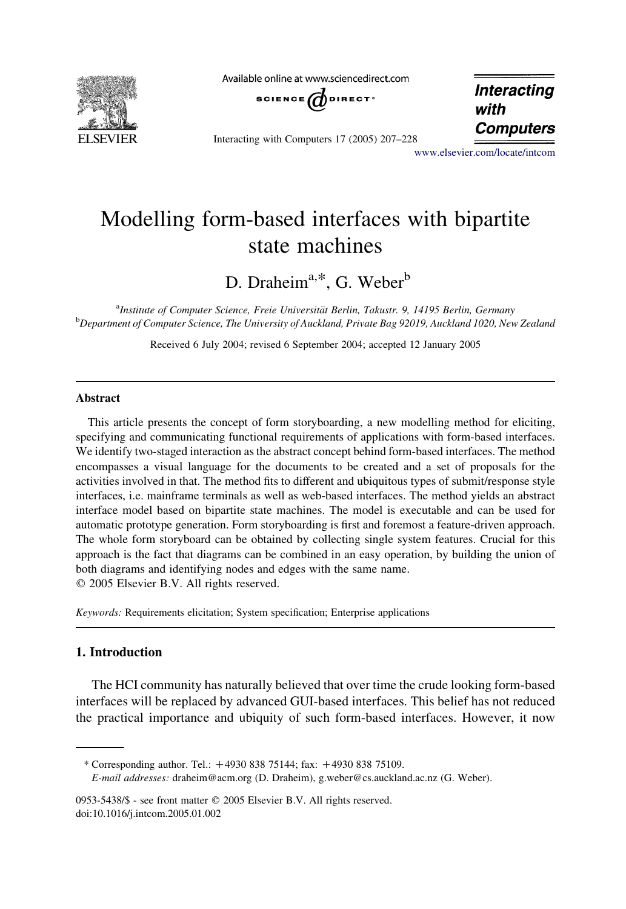# Modelling form-based interfaces with bipartite state machines

D. Draheim[a,*], G. Weber[b]

[a]*Institute of Computer Science, Freie Universität Berlin, Takustr. 9, 14195 Berlin, Germany*
[b]*Department of Computer Science, The University of Auckland, Private Bag 92019, Auckland 1020, New Zealand*

Received 6 July 2004; revised 6 September 2004; accepted 12 January 2005

## Abstract

This article presents the concept of form storyboarding, a new modelling method for eliciting, specifying and communicating functional requirements of applications with form-based interfaces. We identify two-staged interaction as the abstract concept behind form-based interfaces. The method encompasses a visual language for the documents to be created and a set of proposals for the activities involved in that. The method fits to different and ubiquitous types of submit/response style interfaces, i.e. mainframe terminals as well as web-based interfaces. The method yields an abstract interface model based on bipartite state machines. The model is executable and can be used for automatic prototype generation. Form storyboarding is first and foremost a feature-driven approach. The whole form storyboard can be obtained by collecting single system features. Crucial for this approach is the fact that diagrams can be combined in an easy operation, by building the union of both diagrams and identifying nodes and edges with the same name.

© 2005 Elsevier B.V. All rights reserved.

*Keywords:* Requirements elicitation; System specification; Enterprise applications

## 1. Introduction

The HCI community has naturally believed that over time the crude looking form-based interfaces will be replaced by advanced GUI-based interfaces. This belief has not reduced the practical importance and ubiquity of such form-based interfaces. However, it now

---

\* Corresponding author. Tel.: +4930 838 75144; fax: +4930 838 75109.
*E-mail addresses:* draheim@acm.org (D. Draheim), g.weber@cs.auckland.ac.nz (G. Weber).

0953-5438/$ - see front matter © 2005 Elsevier B.V. All rights reserved.
doi:10.1016/j.intcom.2005.01.002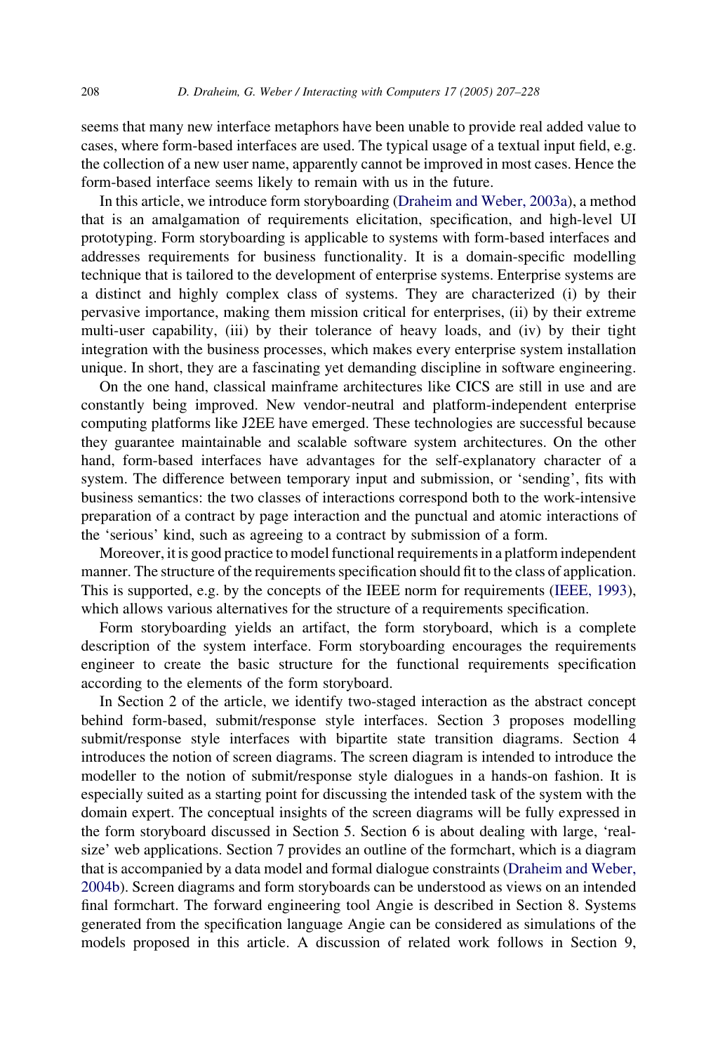seems that many new interface metaphors have been unable to provide real added value to cases, where form-based interfaces are used. The typical usage of a textual input field, e.g. the collection of a new user name, apparently cannot be improved in most cases. Hence the form-based interface seems likely to remain with us in the future.

In this article, we introduce form storyboarding (Draheim and Weber, 2003a), a method that is an amalgamation of requirements elicitation, specification, and high-level UI prototyping. Form storyboarding is applicable to systems with form-based interfaces and addresses requirements for business functionality. It is a domain-specific modelling technique that is tailored to the development of enterprise systems. Enterprise systems are a distinct and highly complex class of systems. They are characterized (i) by their pervasive importance, making them mission critical for enterprises, (ii) by their extreme multi-user capability, (iii) by their tolerance of heavy loads, and (iv) by their tight integration with the business processes, which makes every enterprise system installation unique. In short, they are a fascinating yet demanding discipline in software engineering.

On the one hand, classical mainframe architectures like CICS are still in use and are constantly being improved. New vendor-neutral and platform-independent enterprise computing platforms like J2EE have emerged. These technologies are successful because they guarantee maintainable and scalable software system architectures. On the other hand, form-based interfaces have advantages for the self-explanatory character of a system. The difference between temporary input and submission, or 'sending', fits with business semantics: the two classes of interactions correspond both to the work-intensive preparation of a contract by page interaction and the punctual and atomic interactions of the 'serious' kind, such as agreeing to a contract by submission of a form.

Moreover, it is good practice to model functional requirements in a platform independent manner. The structure of the requirements specification should fit to the class of application. This is supported, e.g. by the concepts of the IEEE norm for requirements (IEEE, 1993), which allows various alternatives for the structure of a requirements specification.

Form storyboarding yields an artifact, the form storyboard, which is a complete description of the system interface. Form storyboarding encourages the requirements engineer to create the basic structure for the functional requirements specification according to the elements of the form storyboard.

In Section 2 of the article, we identify two-staged interaction as the abstract concept behind form-based, submit/response style interfaces. Section 3 proposes modelling submit/response style interfaces with bipartite state transition diagrams. Section 4 introduces the notion of screen diagrams. The screen diagram is intended to introduce the modeller to the notion of submit/response style dialogues in a hands-on fashion. It is especially suited as a starting point for discussing the intended task of the system with the domain expert. The conceptual insights of the screen diagrams will be fully expressed in the form storyboard discussed in Section 5. Section 6 is about dealing with large, 'real-size' web applications. Section 7 provides an outline of the formchart, which is a diagram that is accompanied by a data model and formal dialogue constraints (Draheim and Weber, 2004b). Screen diagrams and form storyboards can be understood as views on an intended final formchart. The forward engineering tool Angie is described in Section 8. Systems generated from the specification language Angie can be considered as simulations of the models proposed in this article. A discussion of related work follows in Section 9,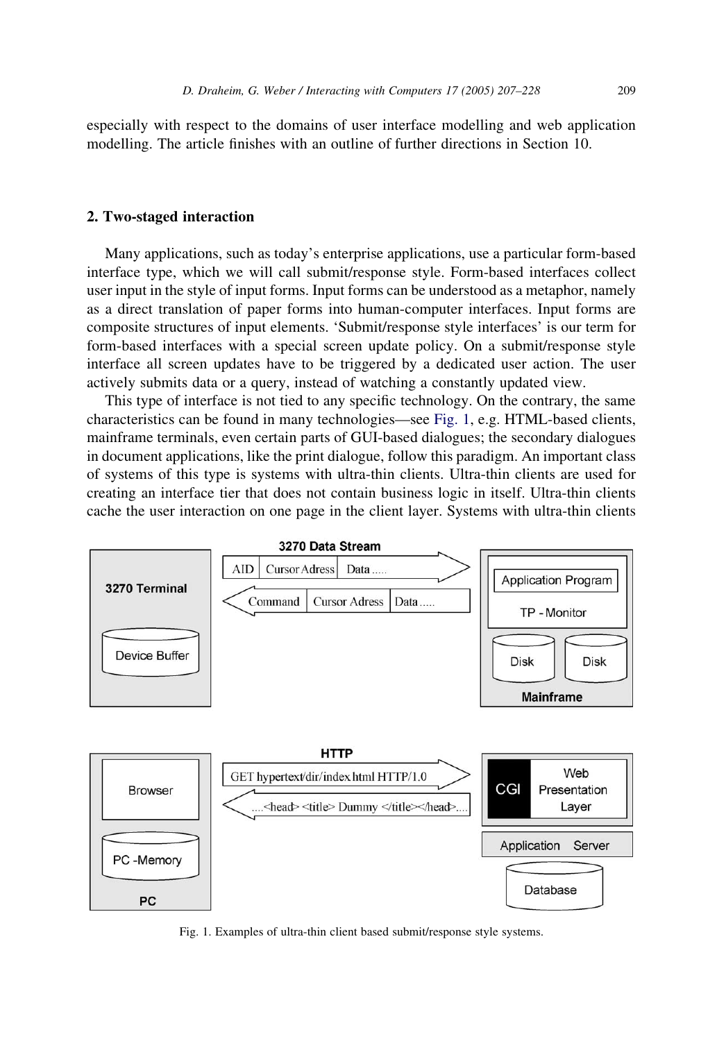especially with respect to the domains of user interface modelling and web application modelling. The article finishes with an outline of further directions in Section 10.

## 2. Two-staged interaction

Many applications, such as today's enterprise applications, use a particular form-based interface type, which we will call submit/response style. Form-based interfaces collect user input in the style of input forms. Input forms can be understood as a metaphor, namely as a direct translation of paper forms into human-computer interfaces. Input forms are composite structures of input elements. 'Submit/response style interfaces' is our term for form-based interfaces with a special screen update policy. On a submit/response style interface all screen updates have to be triggered by a dedicated user action. The user actively submits data or a query, instead of watching a constantly updated view.

This type of interface is not tied to any specific technology. On the contrary, the same characteristics can be found in many technologies—see Fig. 1, e.g. HTML-based clients, mainframe terminals, even certain parts of GUI-based dialogues; the secondary dialogues in document applications, like the print dialogue, follow this paradigm. An important class of systems of this type is systems with ultra-thin clients. Ultra-thin clients are used for creating an interface tier that does not contain business logic in itself. Ultra-thin clients cache the user interaction on one page in the client layer. Systems with ultra-thin clients

Fig. 1. Examples of ultra-thin client based submit/response style systems.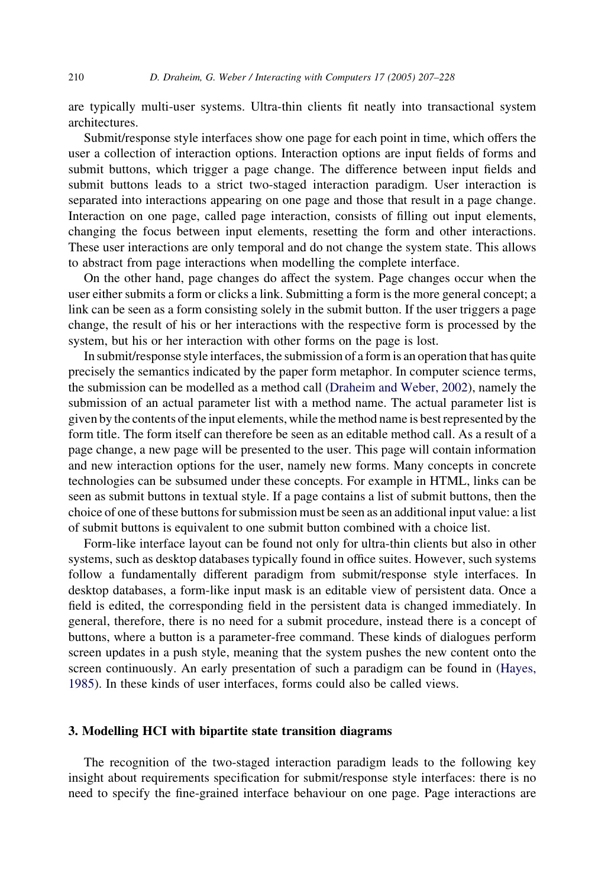are typically multi-user systems. Ultra-thin clients fit neatly into transactional system architectures.

Submit/response style interfaces show one page for each point in time, which offers the user a collection of interaction options. Interaction options are input fields of forms and submit buttons, which trigger a page change. The difference between input fields and submit buttons leads to a strict two-staged interaction paradigm. User interaction is separated into interactions appearing on one page and those that result in a page change. Interaction on one page, called page interaction, consists of filling out input elements, changing the focus between input elements, resetting the form and other interactions. These user interactions are only temporal and do not change the system state. This allows to abstract from page interactions when modelling the complete interface.

On the other hand, page changes do affect the system. Page changes occur when the user either submits a form or clicks a link. Submitting a form is the more general concept; a link can be seen as a form consisting solely in the submit button. If the user triggers a page change, the result of his or her interactions with the respective form is processed by the system, but his or her interaction with other forms on the page is lost.

In submit/response style interfaces, the submission of a form is an operation that has quite precisely the semantics indicated by the paper form metaphor. In computer science terms, the submission can be modelled as a method call (Draheim and Weber, 2002), namely the submission of an actual parameter list with a method name. The actual parameter list is given by the contents of the input elements, while the method name is best represented by the form title. The form itself can therefore be seen as an editable method call. As a result of a page change, a new page will be presented to the user. This page will contain information and new interaction options for the user, namely new forms. Many concepts in concrete technologies can be subsumed under these concepts. For example in HTML, links can be seen as submit buttons in textual style. If a page contains a list of submit buttons, then the choice of one of these buttons for submission must be seen as an additional input value: a list of submit buttons is equivalent to one submit button combined with a choice list.

Form-like interface layout can be found not only for ultra-thin clients but also in other systems, such as desktop databases typically found in office suites. However, such systems follow a fundamentally different paradigm from submit/response style interfaces. In desktop databases, a form-like input mask is an editable view of persistent data. Once a field is edited, the corresponding field in the persistent data is changed immediately. In general, therefore, there is no need for a submit procedure, instead there is a concept of buttons, where a button is a parameter-free command. These kinds of dialogues perform screen updates in a push style, meaning that the system pushes the new content onto the screen continuously. An early presentation of such a paradigm can be found in (Hayes, 1985). In these kinds of user interfaces, forms could also be called views.

## 3. Modelling HCI with bipartite state transition diagrams

The recognition of the two-staged interaction paradigm leads to the following key insight about requirements specification for submit/response style interfaces: there is no need to specify the fine-grained interface behaviour on one page. Page interactions are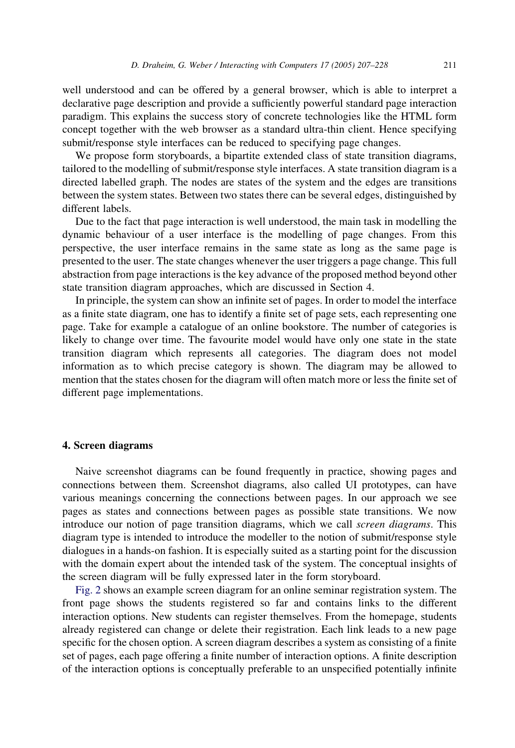well understood and can be offered by a general browser, which is able to interpret a declarative page description and provide a sufficiently powerful standard page interaction paradigm. This explains the success story of concrete technologies like the HTML form concept together with the web browser as a standard ultra-thin client. Hence specifying submit/response style interfaces can be reduced to specifying page changes.

We propose form storyboards, a bipartite extended class of state transition diagrams, tailored to the modelling of submit/response style interfaces. A state transition diagram is a directed labelled graph. The nodes are states of the system and the edges are transitions between the system states. Between two states there can be several edges, distinguished by different labels.

Due to the fact that page interaction is well understood, the main task in modelling the dynamic behaviour of a user interface is the modelling of page changes. From this perspective, the user interface remains in the same state as long as the same page is presented to the user. The state changes whenever the user triggers a page change. This full abstraction from page interactions is the key advance of the proposed method beyond other state transition diagram approaches, which are discussed in Section 4.

In principle, the system can show an infinite set of pages. In order to model the interface as a finite state diagram, one has to identify a finite set of page sets, each representing one page. Take for example a catalogue of an online bookstore. The number of categories is likely to change over time. The favourite model would have only one state in the state transition diagram which represents all categories. The diagram does not model information as to which precise category is shown. The diagram may be allowed to mention that the states chosen for the diagram will often match more or less the finite set of different page implementations.

## 4. Screen diagrams

Naive screenshot diagrams can be found frequently in practice, showing pages and connections between them. Screenshot diagrams, also called UI prototypes, can have various meanings concerning the connections between pages. In our approach we see pages as states and connections between pages as possible state transitions. We now introduce our notion of page transition diagrams, which we call *screen diagrams*. This diagram type is intended to introduce the modeller to the notion of submit/response style dialogues in a hands-on fashion. It is especially suited as a starting point for the discussion with the domain expert about the intended task of the system. The conceptual insights of the screen diagram will be fully expressed later in the form storyboard.

Fig. 2 shows an example screen diagram for an online seminar registration system. The front page shows the students registered so far and contains links to the different interaction options. New students can register themselves. From the homepage, students already registered can change or delete their registration. Each link leads to a new page specific for the chosen option. A screen diagram describes a system as consisting of a finite set of pages, each page offering a finite number of interaction options. A finite description of the interaction options is conceptually preferable to an unspecified potentially infinite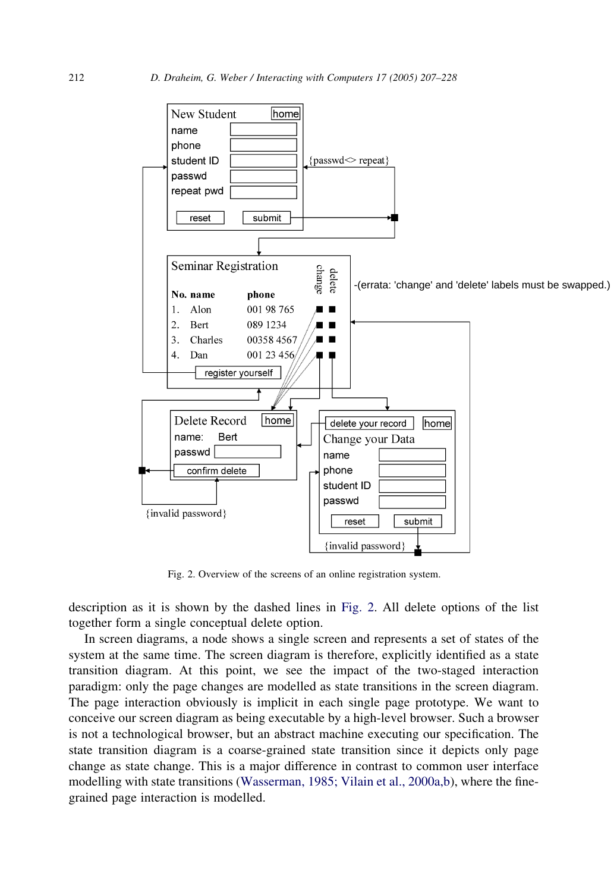Fig. 2. Overview of the screens of an online registration system.

description as it is shown by the dashed lines in Fig. 2. All delete options of the list together form a single conceptual delete option.

In screen diagrams, a node shows a single screen and represents a set of states of the system at the same time. The screen diagram is therefore, explicitly identified as a state transition diagram. At this point, we see the impact of the two-staged interaction paradigm: only the page changes are modelled as state transitions in the screen diagram. The page interaction obviously is implicit in each single page prototype. We want to conceive our screen diagram as being executable by a high-level browser. Such a browser is not a technological browser, but an abstract machine executing our specification. The state transition diagram is a coarse-grained state transition since it depicts only page change as state change. This is a major difference in contrast to common user interface modelling with state transitions (Wasserman, 1985; Vilain et al., 2000a,b), where the fine-grained page interaction is modelled.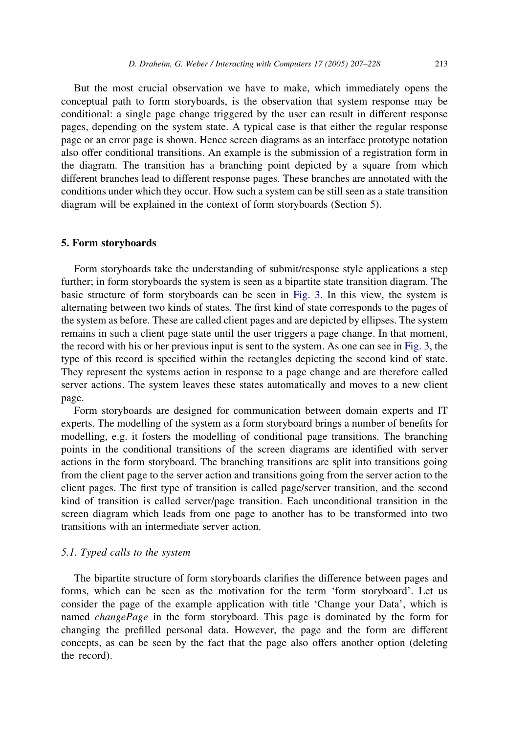But the most crucial observation we have to make, which immediately opens the conceptual path to form storyboards, is the observation that system response may be conditional: a single page change triggered by the user can result in different response pages, depending on the system state. A typical case is that either the regular response page or an error page is shown. Hence screen diagrams as an interface prototype notation also offer conditional transitions. An example is the submission of a registration form in the diagram. The transition has a branching point depicted by a square from which different branches lead to different response pages. These branches are annotated with the conditions under which they occur. How such a system can be still seen as a state transition diagram will be explained in the context of form storyboards (Section 5).

## 5. Form storyboards

Form storyboards take the understanding of submit/response style applications a step further; in form storyboards the system is seen as a bipartite state transition diagram. The basic structure of form storyboards can be seen in Fig. 3. In this view, the system is alternating between two kinds of states. The first kind of state corresponds to the pages of the system as before. These are called client pages and are depicted by ellipses. The system remains in such a client page state until the user triggers a page change. In that moment, the record with his or her previous input is sent to the system. As one can see in Fig. 3, the type of this record is specified within the rectangles depicting the second kind of state. They represent the systems action in response to a page change and are therefore called server actions. The system leaves these states automatically and moves to a new client page.

Form storyboards are designed for communication between domain experts and IT experts. The modelling of the system as a form storyboard brings a number of benefits for modelling, e.g. it fosters the modelling of conditional page transitions. The branching points in the conditional transitions of the screen diagrams are identified with server actions in the form storyboard. The branching transitions are split into transitions going from the client page to the server action and transitions going from the server action to the client pages. The first type of transition is called page/server transition, and the second kind of transition is called server/page transition. Each unconditional transition in the screen diagram which leads from one page to another has to be transformed into two transitions with an intermediate server action.

### 5.1. Typed calls to the system

The bipartite structure of form storyboards clarifies the difference between pages and forms, which can be seen as the motivation for the term 'form storyboard'. Let us consider the page of the example application with title 'Change your Data', which is named *changePage* in the form storyboard. This page is dominated by the form for changing the prefilled personal data. However, the page and the form are different concepts, as can be seen by the fact that the page also offers another option (deleting the record).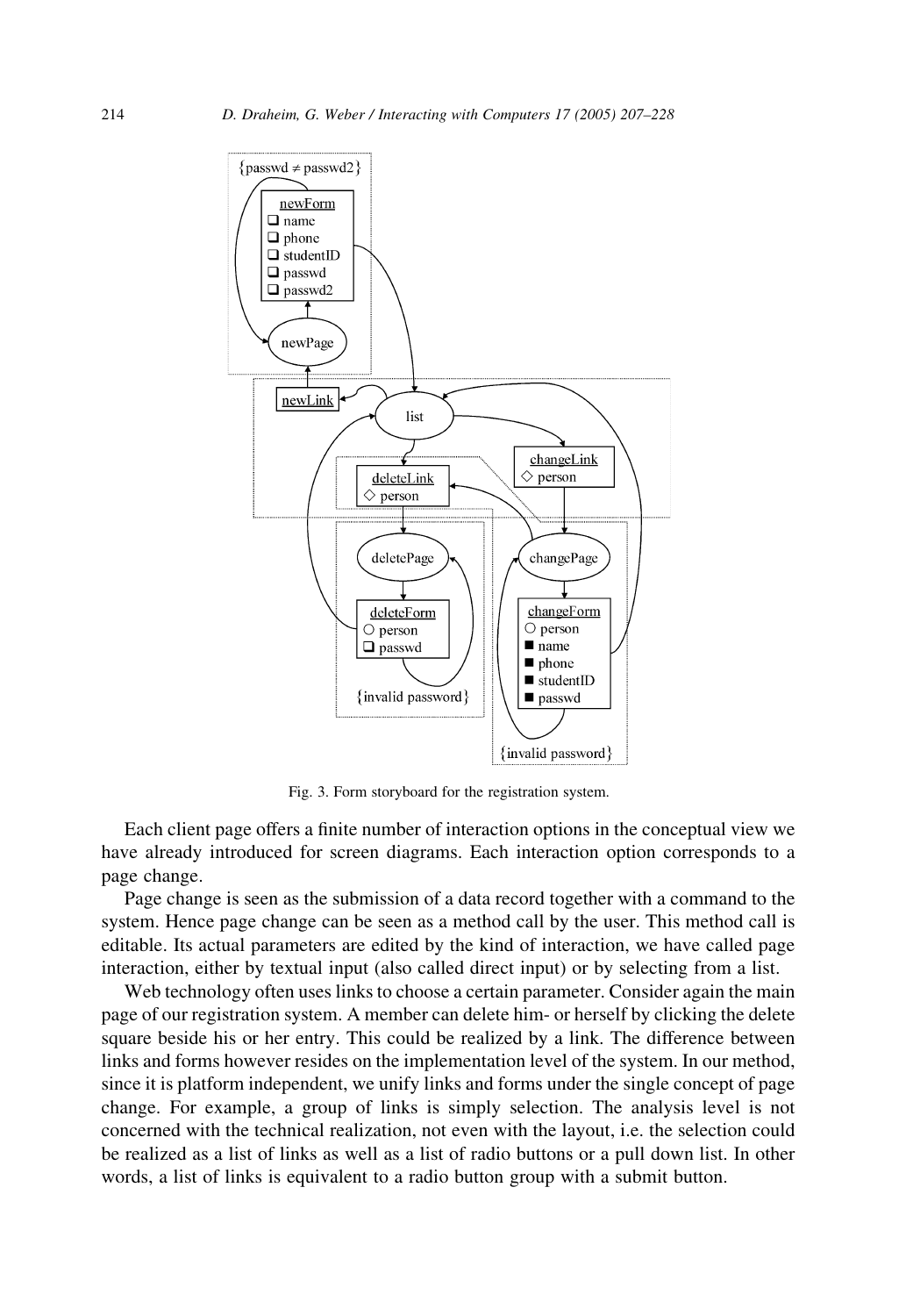Fig. 3. Form storyboard for the registration system.

Each client page offers a finite number of interaction options in the conceptual view we have already introduced for screen diagrams. Each interaction option corresponds to a page change.

Page change is seen as the submission of a data record together with a command to the system. Hence page change can be seen as a method call by the user. This method call is editable. Its actual parameters are edited by the kind of interaction, we have called page interaction, either by textual input (also called direct input) or by selecting from a list.

Web technology often uses links to choose a certain parameter. Consider again the main page of our registration system. A member can delete him- or herself by clicking the delete square beside his or her entry. This could be realized by a link. The difference between links and forms however resides on the implementation level of the system. In our method, since it is platform independent, we unify links and forms under the single concept of page change. For example, a group of links is simply selection. The analysis level is not concerned with the technical realization, not even with the layout, i.e. the selection could be realized as a list of links as well as a list of radio buttons or a pull down list. In other words, a list of links is equivalent to a radio button group with a submit button.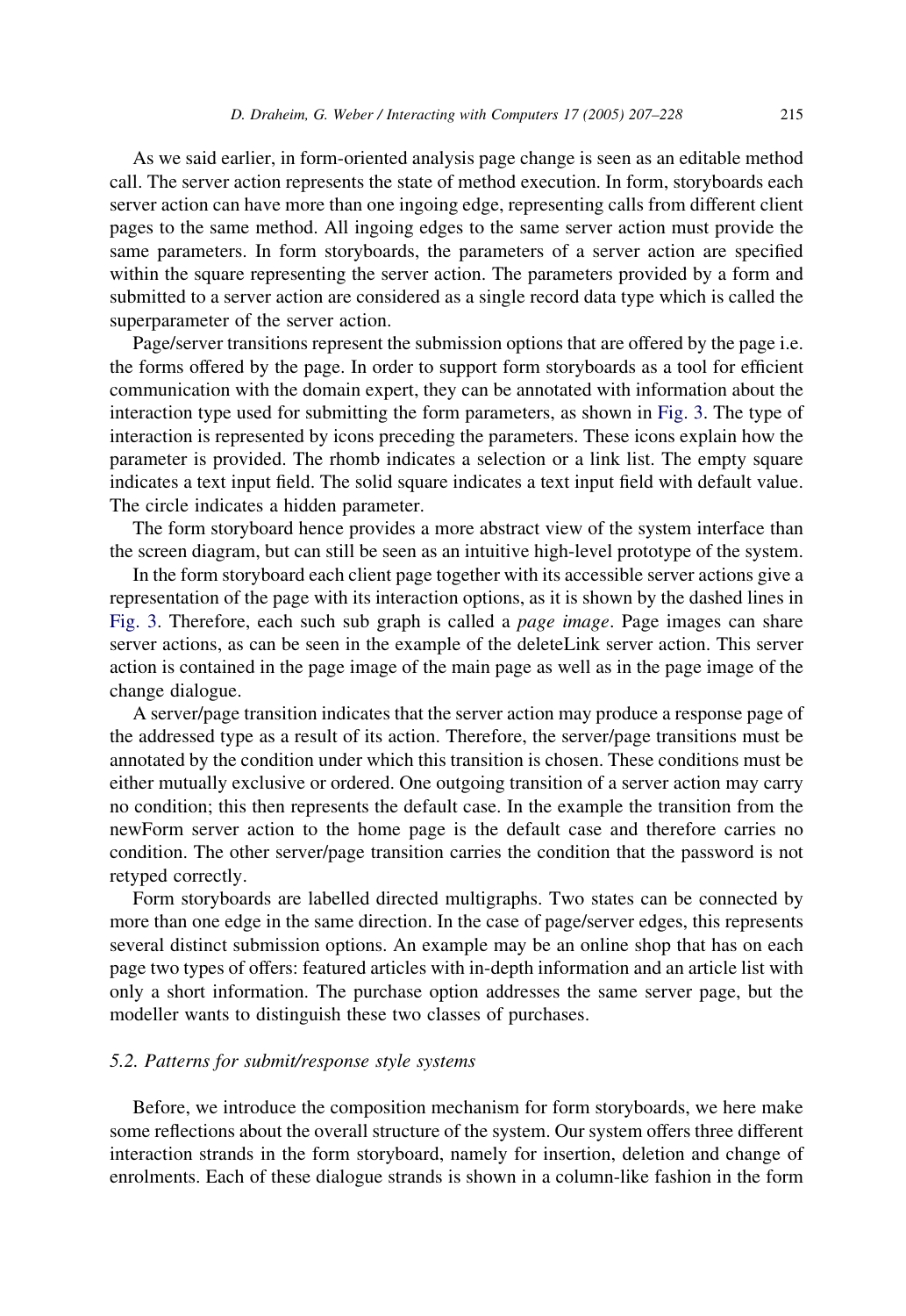As we said earlier, in form-oriented analysis page change is seen as an editable method call. The server action represents the state of method execution. In form, storyboards each server action can have more than one ingoing edge, representing calls from different client pages to the same method. All ingoing edges to the same server action must provide the same parameters. In form storyboards, the parameters of a server action are specified within the square representing the server action. The parameters provided by a form and submitted to a server action are considered as a single record data type which is called the superparameter of the server action.

Page/server transitions represent the submission options that are offered by the page i.e. the forms offered by the page. In order to support form storyboards as a tool for efficient communication with the domain expert, they can be annotated with information about the interaction type used for submitting the form parameters, as shown in Fig. 3. The type of interaction is represented by icons preceding the parameters. These icons explain how the parameter is provided. The rhomb indicates a selection or a link list. The empty square indicates a text input field. The solid square indicates a text input field with default value. The circle indicates a hidden parameter.

The form storyboard hence provides a more abstract view of the system interface than the screen diagram, but can still be seen as an intuitive high-level prototype of the system.

In the form storyboard each client page together with its accessible server actions give a representation of the page with its interaction options, as it is shown by the dashed lines in Fig. 3. Therefore, each such sub graph is called a *page image*. Page images can share server actions, as can be seen in the example of the deleteLink server action. This server action is contained in the page image of the main page as well as in the page image of the change dialogue.

A server/page transition indicates that the server action may produce a response page of the addressed type as a result of its action. Therefore, the server/page transitions must be annotated by the condition under which this transition is chosen. These conditions must be either mutually exclusive or ordered. One outgoing transition of a server action may carry no condition; this then represents the default case. In the example the transition from the newForm server action to the home page is the default case and therefore carries no condition. The other server/page transition carries the condition that the password is not retyped correctly.

Form storyboards are labelled directed multigraphs. Two states can be connected by more than one edge in the same direction. In the case of page/server edges, this represents several distinct submission options. An example may be an online shop that has on each page two types of offers: featured articles with in-depth information and an article list with only a short information. The purchase option addresses the same server page, but the modeller wants to distinguish these two classes of purchases.

### 5.2. Patterns for submit/response style systems

Before, we introduce the composition mechanism for form storyboards, we here make some reflections about the overall structure of the system. Our system offers three different interaction strands in the form storyboard, namely for insertion, deletion and change of enrolments. Each of these dialogue strands is shown in a column-like fashion in the form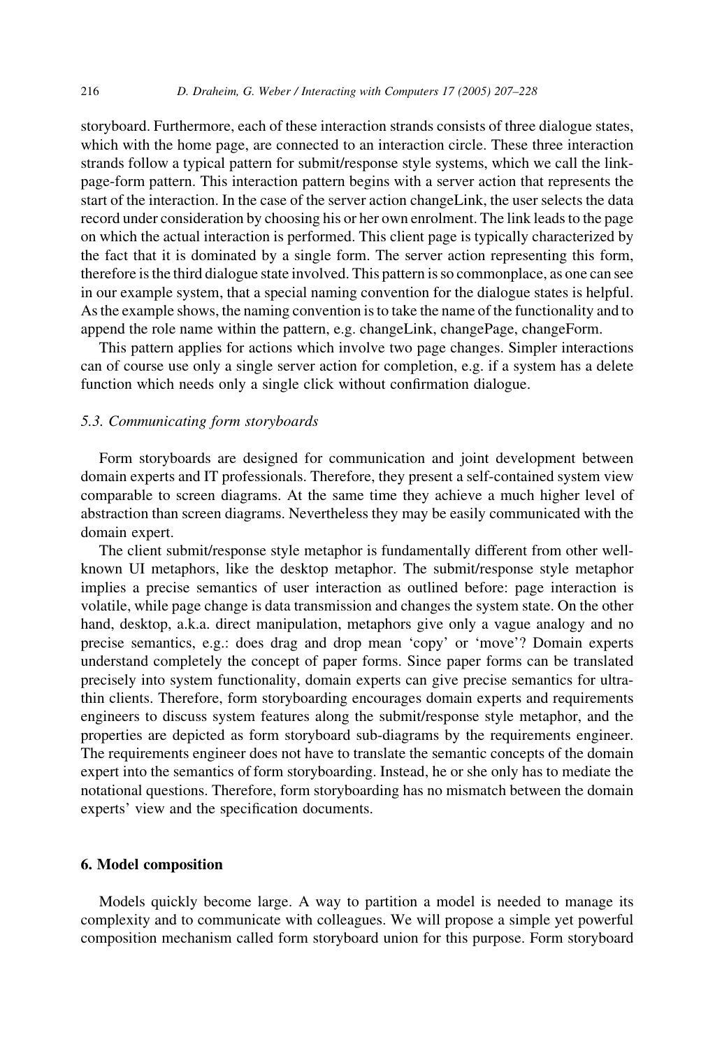storyboard. Furthermore, each of these interaction strands consists of three dialogue states, which with the home page, are connected to an interaction circle. These three interaction strands follow a typical pattern for submit/response style systems, which we call the link-page-form pattern. This interaction pattern begins with a server action that represents the start of the interaction. In the case of the server action changeLink, the user selects the data record under consideration by choosing his or her own enrolment. The link leads to the page on which the actual interaction is performed. This client page is typically characterized by the fact that it is dominated by a single form. The server action representing this form, therefore is the third dialogue state involved. This pattern is so commonplace, as one can see in our example system, that a special naming convention for the dialogue states is helpful. As the example shows, the naming convention is to take the name of the functionality and to append the role name within the pattern, e.g. changeLink, changePage, changeForm.

This pattern applies for actions which involve two page changes. Simpler interactions can of course use only a single server action for completion, e.g. if a system has a delete function which needs only a single click without confirmation dialogue.

### 5.3. Communicating form storyboards

Form storyboards are designed for communication and joint development between domain experts and IT professionals. Therefore, they present a self-contained system view comparable to screen diagrams. At the same time they achieve a much higher level of abstraction than screen diagrams. Nevertheless they may be easily communicated with the domain expert.

The client submit/response style metaphor is fundamentally different from other well-known UI metaphors, like the desktop metaphor. The submit/response style metaphor implies a precise semantics of user interaction as outlined before: page interaction is volatile, while page change is data transmission and changes the system state. On the other hand, desktop, a.k.a. direct manipulation, metaphors give only a vague analogy and no precise semantics, e.g.: does drag and drop mean 'copy' or 'move'? Domain experts understand completely the concept of paper forms. Since paper forms can be translated precisely into system functionality, domain experts can give precise semantics for ultra-thin clients. Therefore, form storyboarding encourages domain experts and requirements engineers to discuss system features along the submit/response style metaphor, and the properties are depicted as form storyboard sub-diagrams by the requirements engineer. The requirements engineer does not have to translate the semantic concepts of the domain expert into the semantics of form storyboarding. Instead, he or she only has to mediate the notational questions. Therefore, form storyboarding has no mismatch between the domain experts' view and the specification documents.

## 6. Model composition

Models quickly become large. A way to partition a model is needed to manage its complexity and to communicate with colleagues. We will propose a simple yet powerful composition mechanism called form storyboard union for this purpose. Form storyboard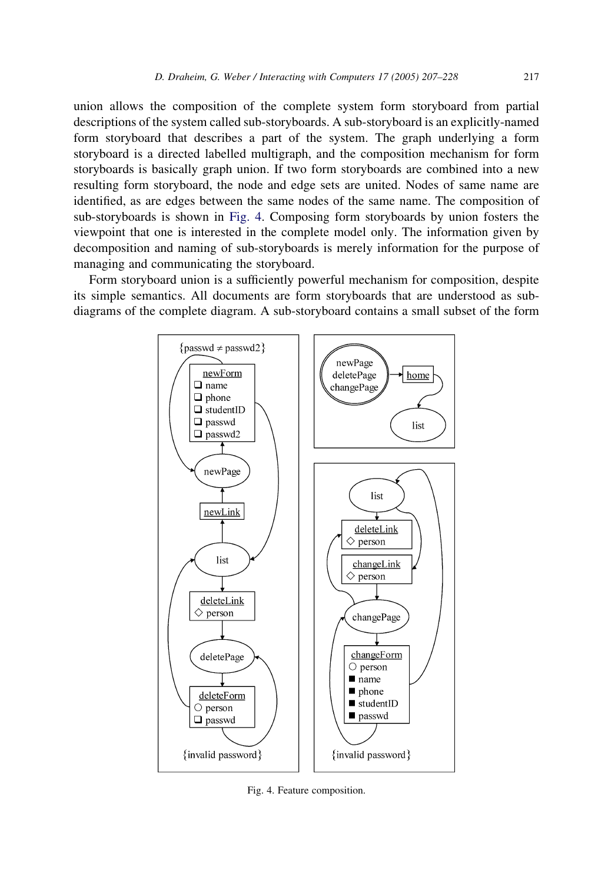union allows the composition of the complete system form storyboard from partial descriptions of the system called sub-storyboards. A sub-storyboard is an explicitly-named form storyboard that describes a part of the system. The graph underlying a form storyboard is a directed labelled multigraph, and the composition mechanism for form storyboards is basically graph union. If two form storyboards are combined into a new resulting form storyboard, the node and edge sets are united. Nodes of same name are identified, as are edges between the same nodes of the same name. The composition of sub-storyboards is shown in Fig. 4. Composing form storyboards by union fosters the viewpoint that one is interested in the complete model only. The information given by decomposition and naming of sub-storyboards is merely information for the purpose of managing and communicating the storyboard.

Form storyboard union is a sufficiently powerful mechanism for composition, despite its simple semantics. All documents are form storyboards that are understood as sub-diagrams of the complete diagram. A sub-storyboard contains a small subset of the form

Fig. 4. Feature composition.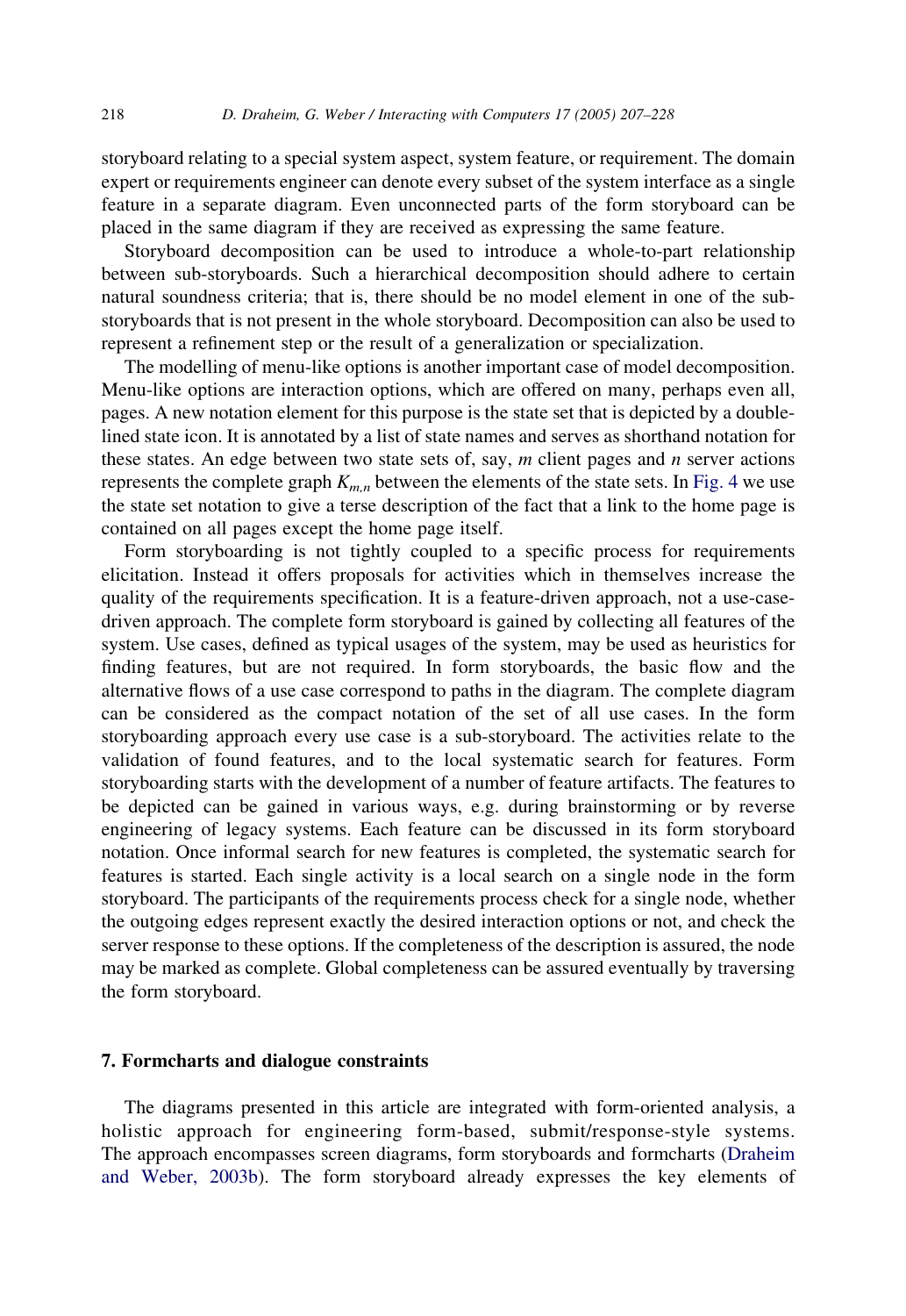storyboard relating to a special system aspect, system feature, or requirement. The domain expert or requirements engineer can denote every subset of the system interface as a single feature in a separate diagram. Even unconnected parts of the form storyboard can be placed in the same diagram if they are received as expressing the same feature.

Storyboard decomposition can be used to introduce a whole-to-part relationship between sub-storyboards. Such a hierarchical decomposition should adhere to certain natural soundness criteria; that is, there should be no model element in one of the sub-storyboards that is not present in the whole storyboard. Decomposition can also be used to represent a refinement step or the result of a generalization or specialization.

The modelling of menu-like options is another important case of model decomposition. Menu-like options are interaction options, which are offered on many, perhaps even all, pages. A new notation element for this purpose is the state set that is depicted by a double-lined state icon. It is annotated by a list of state names and serves as shorthand notation for these states. An edge between two state sets of, say, $m$ client pages and $n$ server actions represents the complete graph $K_{m,n}$ between the elements of the state sets. In Fig. 4 we use the state set notation to give a terse description of the fact that a link to the home page is contained on all pages except the home page itself.

Form storyboarding is not tightly coupled to a specific process for requirements elicitation. Instead it offers proposals for activities which in themselves increase the quality of the requirements specification. It is a feature-driven approach, not a use-case-driven approach. The complete form storyboard is gained by collecting all features of the system. Use cases, defined as typical usages of the system, may be used as heuristics for finding features, but are not required. In form storyboards, the basic flow and the alternative flows of a use case correspond to paths in the diagram. The complete diagram can be considered as the compact notation of the set of all use cases. In the form storyboarding approach every use case is a sub-storyboard. The activities relate to the validation of found features, and to the local systematic search for features. Form storyboarding starts with the development of a number of feature artifacts. The features to be depicted can be gained in various ways, e.g. during brainstorming or by reverse engineering of legacy systems. Each feature can be discussed in its form storyboard notation. Once informal search for new features is completed, the systematic search for features is started. Each single activity is a local search on a single node in the form storyboard. The participants of the requirements process check for a single node, whether the outgoing edges represent exactly the desired interaction options or not, and check the server response to these options. If the completeness of the description is assured, the node may be marked as complete. Global completeness can be assured eventually by traversing the form storyboard.

## 7. Formcharts and dialogue constraints

The diagrams presented in this article are integrated with form-oriented analysis, a holistic approach for engineering form-based, submit/response-style systems. The approach encompasses screen diagrams, form storyboards and formcharts (Draheim and Weber, 2003b). The form storyboard already expresses the key elements of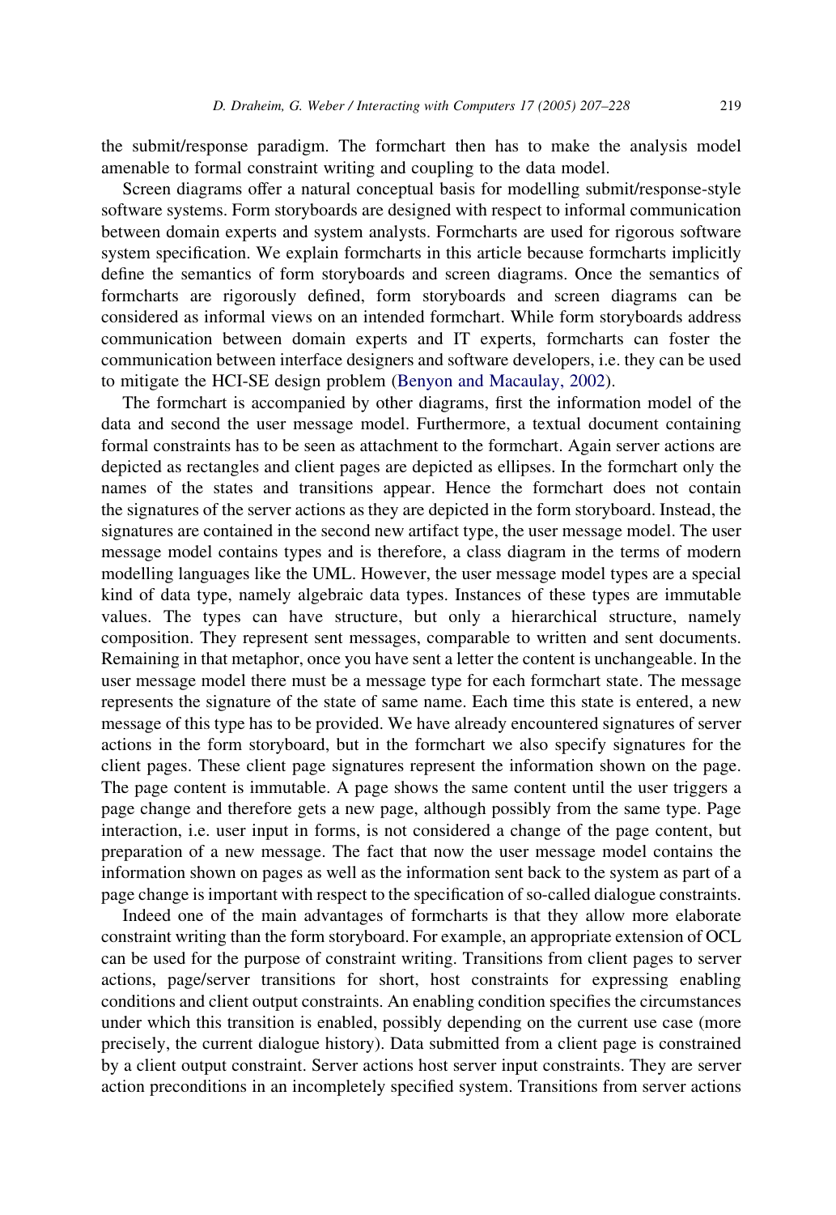the submit/response paradigm. The formchart then has to make the analysis model amenable to formal constraint writing and coupling to the data model.

Screen diagrams offer a natural conceptual basis for modelling submit/response-style software systems. Form storyboards are designed with respect to informal communication between domain experts and system analysts. Formcharts are used for rigorous software system specification. We explain formcharts in this article because formcharts implicitly define the semantics of form storyboards and screen diagrams. Once the semantics of formcharts are rigorously defined, form storyboards and screen diagrams can be considered as informal views on an intended formchart. While form storyboards address communication between domain experts and IT experts, formcharts can foster the communication between interface designers and software developers, i.e. they can be used to mitigate the HCI-SE design problem (Benyon and Macaulay, 2002).

The formchart is accompanied by other diagrams, first the information model of the data and second the user message model. Furthermore, a textual document containing formal constraints has to be seen as attachment to the formchart. Again server actions are depicted as rectangles and client pages are depicted as ellipses. In the formchart only the names of the states and transitions appear. Hence the formchart does not contain the signatures of the server actions as they are depicted in the form storyboard. Instead, the signatures are contained in the second new artifact type, the user message model. The user message model contains types and is therefore, a class diagram in the terms of modern modelling languages like the UML. However, the user message model types are a special kind of data type, namely algebraic data types. Instances of these types are immutable values. The types can have structure, but only a hierarchical structure, namely composition. They represent sent messages, comparable to written and sent documents. Remaining in that metaphor, once you have sent a letter the content is unchangeable. In the user message model there must be a message type for each formchart state. The message represents the signature of the state of same name. Each time this state is entered, a new message of this type has to be provided. We have already encountered signatures of server actions in the form storyboard, but in the formchart we also specify signatures for the client pages. These client page signatures represent the information shown on the page. The page content is immutable. A page shows the same content until the user triggers a page change and therefore gets a new page, although possibly from the same type. Page interaction, i.e. user input in forms, is not considered a change of the page content, but preparation of a new message. The fact that now the user message model contains the information shown on pages as well as the information sent back to the system as part of a page change is important with respect to the specification of so-called dialogue constraints.

Indeed one of the main advantages of formcharts is that they allow more elaborate constraint writing than the form storyboard. For example, an appropriate extension of OCL can be used for the purpose of constraint writing. Transitions from client pages to server actions, page/server transitions for short, host constraints for expressing enabling conditions and client output constraints. An enabling condition specifies the circumstances under which this transition is enabled, possibly depending on the current use case (more precisely, the current dialogue history). Data submitted from a client page is constrained by a client output constraint. Server actions host server input constraints. They are server action preconditions in an incompletely specified system. Transitions from server actions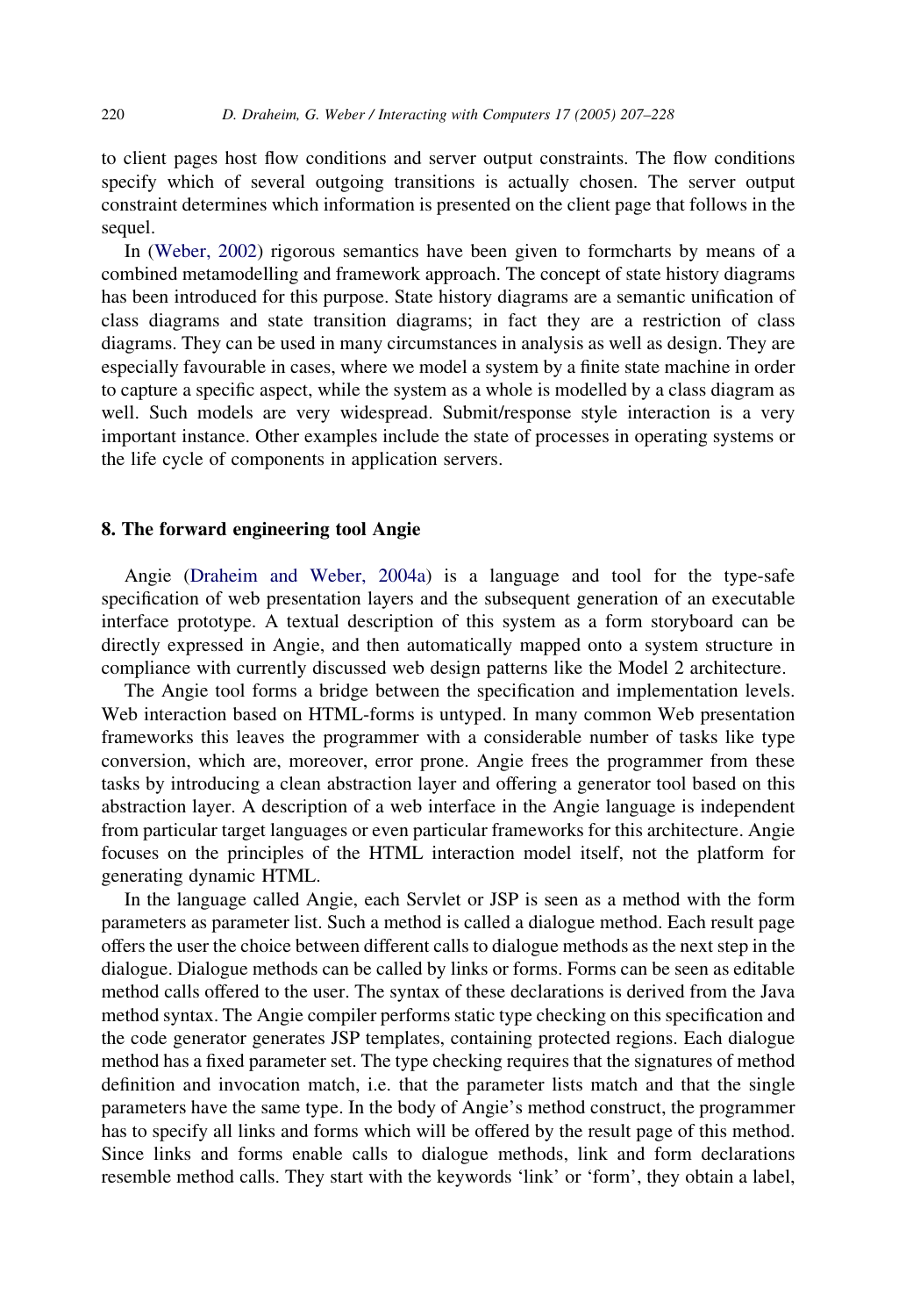to client pages host flow conditions and server output constraints. The flow conditions specify which of several outgoing transitions is actually chosen. The server output constraint determines which information is presented on the client page that follows in the sequel.

In (Weber, 2002) rigorous semantics have been given to formcharts by means of a combined metamodelling and framework approach. The concept of state history diagrams has been introduced for this purpose. State history diagrams are a semantic unification of class diagrams and state transition diagrams; in fact they are a restriction of class diagrams. They can be used in many circumstances in analysis as well as design. They are especially favourable in cases, where we model a system by a finite state machine in order to capture a specific aspect, while the system as a whole is modelled by a class diagram as well. Such models are very widespread. Submit/response style interaction is a very important instance. Other examples include the state of processes in operating systems or the life cycle of components in application servers.

## 8. The forward engineering tool Angie

Angie (Draheim and Weber, 2004a) is a language and tool for the type-safe specification of web presentation layers and the subsequent generation of an executable interface prototype. A textual description of this system as a form storyboard can be directly expressed in Angie, and then automatically mapped onto a system structure in compliance with currently discussed web design patterns like the Model 2 architecture.

The Angie tool forms a bridge between the specification and implementation levels. Web interaction based on HTML-forms is untyped. In many common Web presentation frameworks this leaves the programmer with a considerable number of tasks like type conversion, which are, moreover, error prone. Angie frees the programmer from these tasks by introducing a clean abstraction layer and offering a generator tool based on this abstraction layer. A description of a web interface in the Angie language is independent from particular target languages or even particular frameworks for this architecture. Angie focuses on the principles of the HTML interaction model itself, not the platform for generating dynamic HTML.

In the language called Angie, each Servlet or JSP is seen as a method with the form parameters as parameter list. Such a method is called a dialogue method. Each result page offers the user the choice between different calls to dialogue methods as the next step in the dialogue. Dialogue methods can be called by links or forms. Forms can be seen as editable method calls offered to the user. The syntax of these declarations is derived from the Java method syntax. The Angie compiler performs static type checking on this specification and the code generator generates JSP templates, containing protected regions. Each dialogue method has a fixed parameter set. The type checking requires that the signatures of method definition and invocation match, i.e. that the parameter lists match and that the single parameters have the same type. In the body of Angie's method construct, the programmer has to specify all links and forms which will be offered by the result page of this method. Since links and forms enable calls to dialogue methods, link and form declarations resemble method calls. They start with the keywords 'link' or 'form', they obtain a label,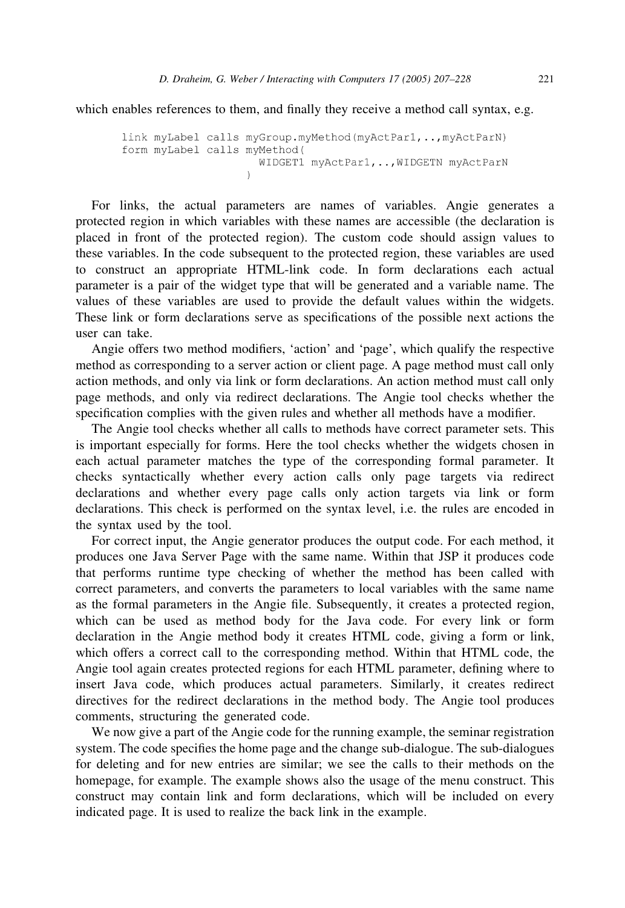which enables references to them, and finally they receive a method call syntax, e.g.

```
link myLabel calls myGroup.myMethod(myActPar1,..,myActParN)
form myLabel calls myMethod(
                      WIDGET1 myActPar1,..,WIDGETN myActParN
                    )
```

For links, the actual parameters are names of variables. Angie generates a protected region in which variables with these names are accessible (the declaration is placed in front of the protected region). The custom code should assign values to these variables. In the code subsequent to the protected region, these variables are used to construct an appropriate HTML-link code. In form declarations each actual parameter is a pair of the widget type that will be generated and a variable name. The values of these variables are used to provide the default values within the widgets. These link or form declarations serve as specifications of the possible next actions the user can take.

Angie offers two method modifiers, 'action' and 'page', which qualify the respective method as corresponding to a server action or client page. A page method must call only action methods, and only via link or form declarations. An action method must call only page methods, and only via redirect declarations. The Angie tool checks whether the specification complies with the given rules and whether all methods have a modifier.

The Angie tool checks whether all calls to methods have correct parameter sets. This is important especially for forms. Here the tool checks whether the widgets chosen in each actual parameter matches the type of the corresponding formal parameter. It checks syntactically whether every action calls only page targets via redirect declarations and whether every page calls only action targets via link or form declarations. This check is performed on the syntax level, i.e. the rules are encoded in the syntax used by the tool.

For correct input, the Angie generator produces the output code. For each method, it produces one Java Server Page with the same name. Within that JSP it produces code that performs runtime type checking of whether the method has been called with correct parameters, and converts the parameters to local variables with the same name as the formal parameters in the Angie file. Subsequently, it creates a protected region, which can be used as method body for the Java code. For every link or form declaration in the Angie method body it creates HTML code, giving a form or link, which offers a correct call to the corresponding method. Within that HTML code, the Angie tool again creates protected regions for each HTML parameter, defining where to insert Java code, which produces actual parameters. Similarly, it creates redirect directives for the redirect declarations in the method body. The Angie tool produces comments, structuring the generated code.

We now give a part of the Angie code for the running example, the seminar registration system. The code specifies the home page and the change sub-dialogue. The sub-dialogues for deleting and for new entries are similar; we see the calls to their methods on the homepage, for example. The example shows also the usage of the menu construct. This construct may contain link and form declarations, which will be included on every indicated page. It is used to realize the back link in the example.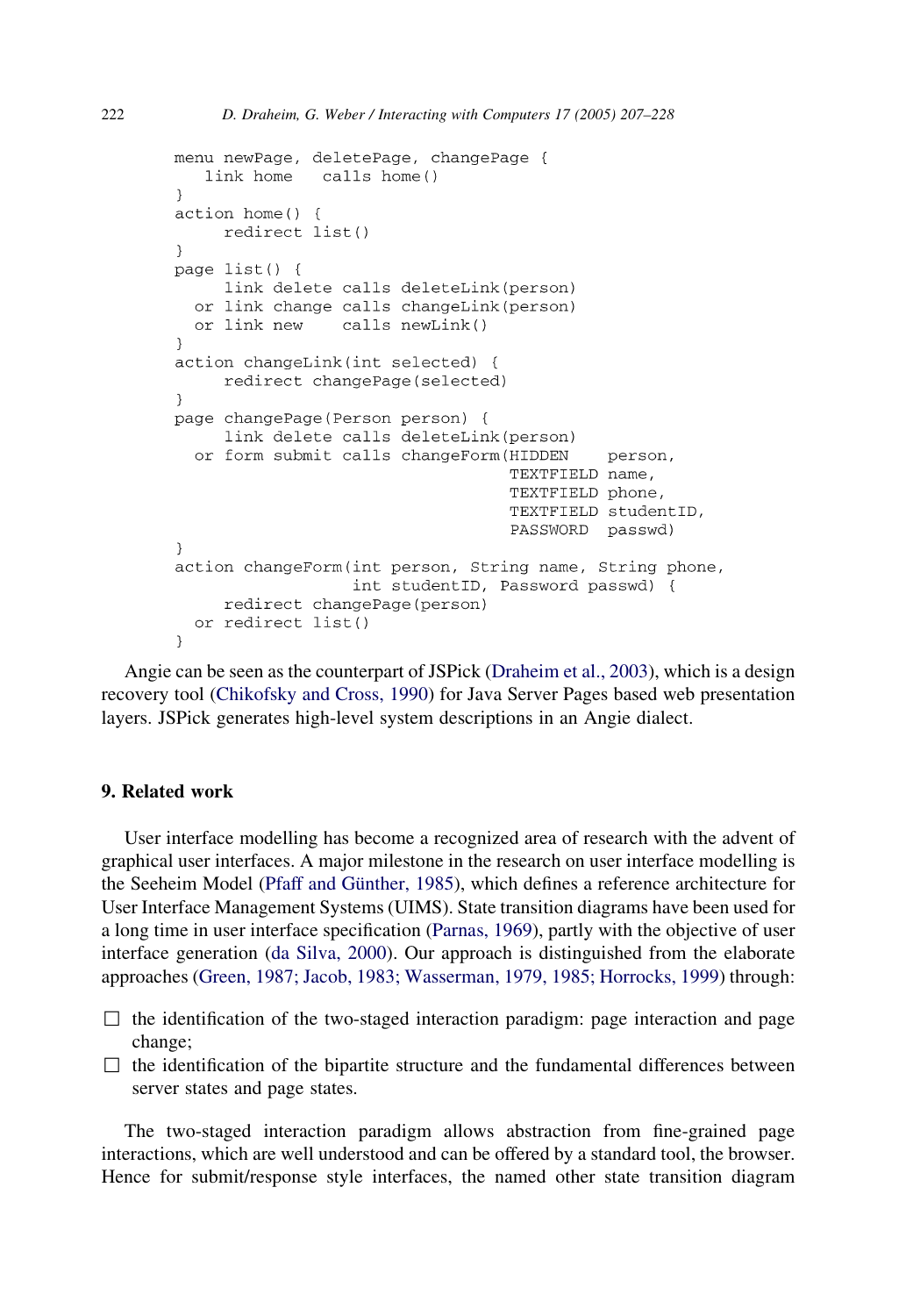```
menu newPage, deletePage, changePage {
   link home   calls home()
}
action home() {
     redirect list()
}
page list() {
     link delete calls deleteLink(person)
  or link change calls changeLink(person)
  or link new    calls newLink()
}
action changeLink(int selected) {
     redirect changePage(selected)
}
page changePage(Person person) {
     link delete calls deleteLink(person)
  or form submit calls changeForm(HIDDEN    person,
                                  TEXTFIELD name,
                                  TEXTFIELD phone,
                                  TEXTFIELD studentID,
                                  PASSWORD  passwd)
}
action changeForm(int person, String name, String phone,
                  int studentID, Password passwd) {
     redirect changePage(person)
  or redirect list()
}
```

Angie can be seen as the counterpart of JSPick (Draheim et al., 2003), which is a design recovery tool (Chikofsky and Cross, 1990) for Java Server Pages based web presentation layers. JSPick generates high-level system descriptions in an Angie dialect.

## 9. Related work

User interface modelling has become a recognized area of research with the advent of graphical user interfaces. A major milestone in the research on user interface modelling is the Seeheim Model (Pfaff and Günther, 1985), which defines a reference architecture for User Interface Management Systems (UIMS). State transition diagrams have been used for a long time in user interface specification (Parnas, 1969), partly with the objective of user interface generation (da Silva, 2000). Our approach is distinguished from the elaborate approaches (Green, 1987; Jacob, 1983; Wasserman, 1979, 1985; Horrocks, 1999) through:

- the identification of the two-staged interaction paradigm: page interaction and page change;
- the identification of the bipartite structure and the fundamental differences between server states and page states.

The two-staged interaction paradigm allows abstraction from fine-grained page interactions, which are well understood and can be offered by a standard tool, the browser. Hence for submit/response style interfaces, the named other state transition diagram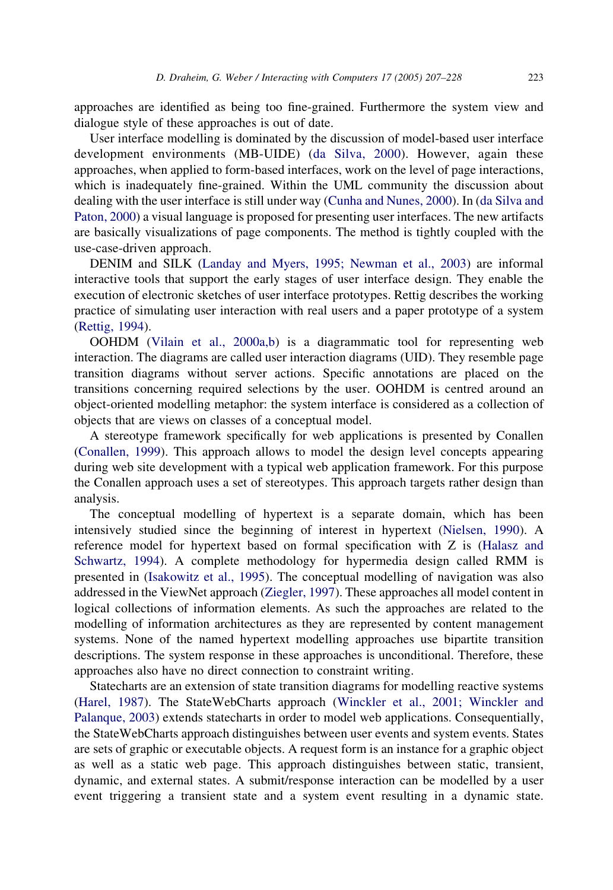approaches are identified as being too fine-grained. Furthermore the system view and dialogue style of these approaches is out of date.

User interface modelling is dominated by the discussion of model-based user interface development environments (MB-UIDE) (da Silva, 2000). However, again these approaches, when applied to form-based interfaces, work on the level of page interactions, which is inadequately fine-grained. Within the UML community the discussion about dealing with the user interface is still under way (Cunha and Nunes, 2000). In (da Silva and Paton, 2000) a visual language is proposed for presenting user interfaces. The new artifacts are basically visualizations of page components. The method is tightly coupled with the use-case-driven approach.

DENIM and SILK (Landay and Myers, 1995; Newman et al., 2003) are informal interactive tools that support the early stages of user interface design. They enable the execution of electronic sketches of user interface prototypes. Rettig describes the working practice of simulating user interaction with real users and a paper prototype of a system (Rettig, 1994).

OOHDM (Vilain et al., 2000a,b) is a diagrammatic tool for representing web interaction. The diagrams are called user interaction diagrams (UID). They resemble page transition diagrams without server actions. Specific annotations are placed on the transitions concerning required selections by the user. OOHDM is centred around an object-oriented modelling metaphor: the system interface is considered as a collection of objects that are views on classes of a conceptual model.

A stereotype framework specifically for web applications is presented by Conallen (Conallen, 1999). This approach allows to model the design level concepts appearing during web site development with a typical web application framework. For this purpose the Conallen approach uses a set of stereotypes. This approach targets rather design than analysis.

The conceptual modelling of hypertext is a separate domain, which has been intensively studied since the beginning of interest in hypertext (Nielsen, 1990). A reference model for hypertext based on formal specification with Z is (Halasz and Schwartz, 1994). A complete methodology for hypermedia design called RMM is presented in (Isakowitz et al., 1995). The conceptual modelling of navigation was also addressed in the ViewNet approach (Ziegler, 1997). These approaches all model content in logical collections of information elements. As such the approaches are related to the modelling of information architectures as they are represented by content management systems. None of the named hypertext modelling approaches use bipartite transition descriptions. The system response in these approaches is unconditional. Therefore, these approaches also have no direct connection to constraint writing.

Statecharts are an extension of state transition diagrams for modelling reactive systems (Harel, 1987). The StateWebCharts approach (Winckler et al., 2001; Winckler and Palanque, 2003) extends statecharts in order to model web applications. Consequentially, the StateWebCharts approach distinguishes between user events and system events. States are sets of graphic or executable objects. A request form is an instance for a graphic object as well as a static web page. This approach distinguishes between static, transient, dynamic, and external states. A submit/response interaction can be modelled by a user event triggering a transient state and a system event resulting in a dynamic state.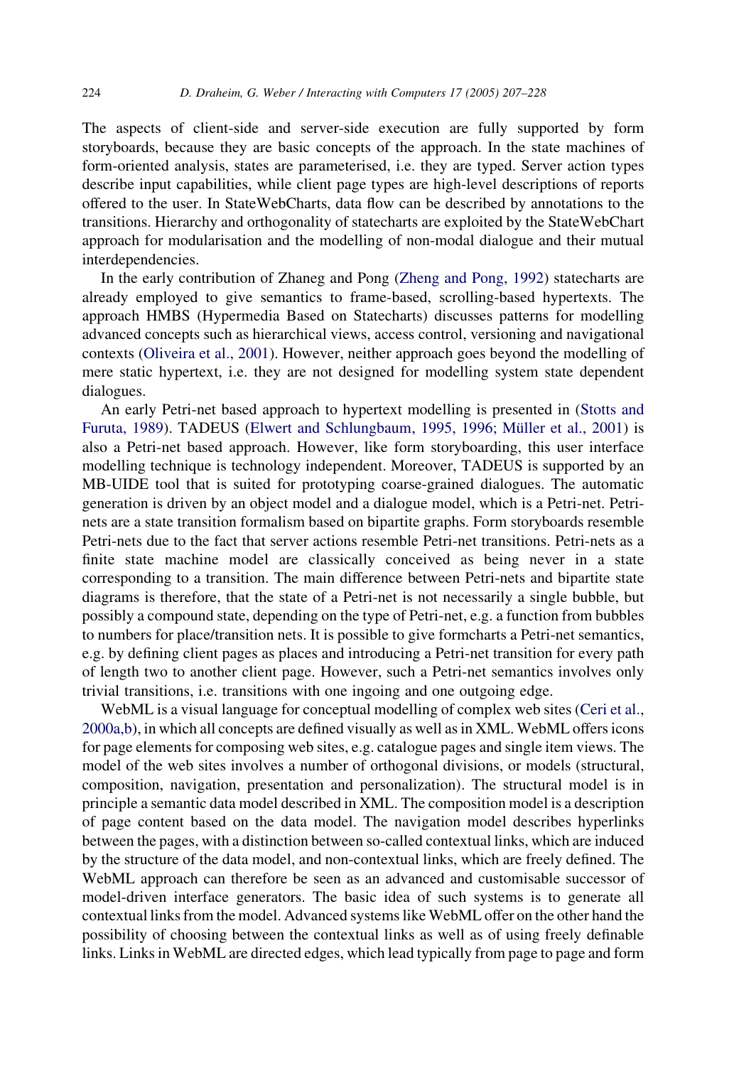The aspects of client-side and server-side execution are fully supported by form storyboards, because they are basic concepts of the approach. In the state machines of form-oriented analysis, states are parameterised, i.e. they are typed. Server action types describe input capabilities, while client page types are high-level descriptions of reports offered to the user. In StateWebCharts, data flow can be described by annotations to the transitions. Hierarchy and orthogonality of statecharts are exploited by the StateWebChart approach for modularisation and the modelling of non-modal dialogue and their mutual interdependencies.

In the early contribution of Zhaneg and Pong (Zheng and Pong, 1992) statecharts are already employed to give semantics to frame-based, scrolling-based hypertexts. The approach HMBS (Hypermedia Based on Statecharts) discusses patterns for modelling advanced concepts such as hierarchical views, access control, versioning and navigational contexts (Oliveira et al., 2001). However, neither approach goes beyond the modelling of mere static hypertext, i.e. they are not designed for modelling system state dependent dialogues.

An early Petri-net based approach to hypertext modelling is presented in (Stotts and Furuta, 1989). TADEUS (Elwert and Schlungbaum, 1995, 1996; Müller et al., 2001) is also a Petri-net based approach. However, like form storyboarding, this user interface modelling technique is technology independent. Moreover, TADEUS is supported by an MB-UIDE tool that is suited for prototyping coarse-grained dialogues. The automatic generation is driven by an object model and a dialogue model, which is a Petri-net. Petri-nets are a state transition formalism based on bipartite graphs. Form storyboards resemble Petri-nets due to the fact that server actions resemble Petri-net transitions. Petri-nets as a finite state machine model are classically conceived as being never in a state corresponding to a transition. The main difference between Petri-nets and bipartite state diagrams is therefore, that the state of a Petri-net is not necessarily a single bubble, but possibly a compound state, depending on the type of Petri-net, e.g. a function from bubbles to numbers for place/transition nets. It is possible to give formcharts a Petri-net semantics, e.g. by defining client pages as places and introducing a Petri-net transition for every path of length two to another client page. However, such a Petri-net semantics involves only trivial transitions, i.e. transitions with one ingoing and one outgoing edge.

WebML is a visual language for conceptual modelling of complex web sites (Ceri et al., 2000a,b), in which all concepts are defined visually as well as in XML. WebML offers icons for page elements for composing web sites, e.g. catalogue pages and single item views. The model of the web sites involves a number of orthogonal divisions, or models (structural, composition, navigation, presentation and personalization). The structural model is in principle a semantic data model described in XML. The composition model is a description of page content based on the data model. The navigation model describes hyperlinks between the pages, with a distinction between so-called contextual links, which are induced by the structure of the data model, and non-contextual links, which are freely defined. The WebML approach can therefore be seen as an advanced and customisable successor of model-driven interface generators. The basic idea of such systems is to generate all contextual links from the model. Advanced systems like WebML offer on the other hand the possibility of choosing between the contextual links as well as of using freely definable links. Links in WebML are directed edges, which lead typically from page to page and form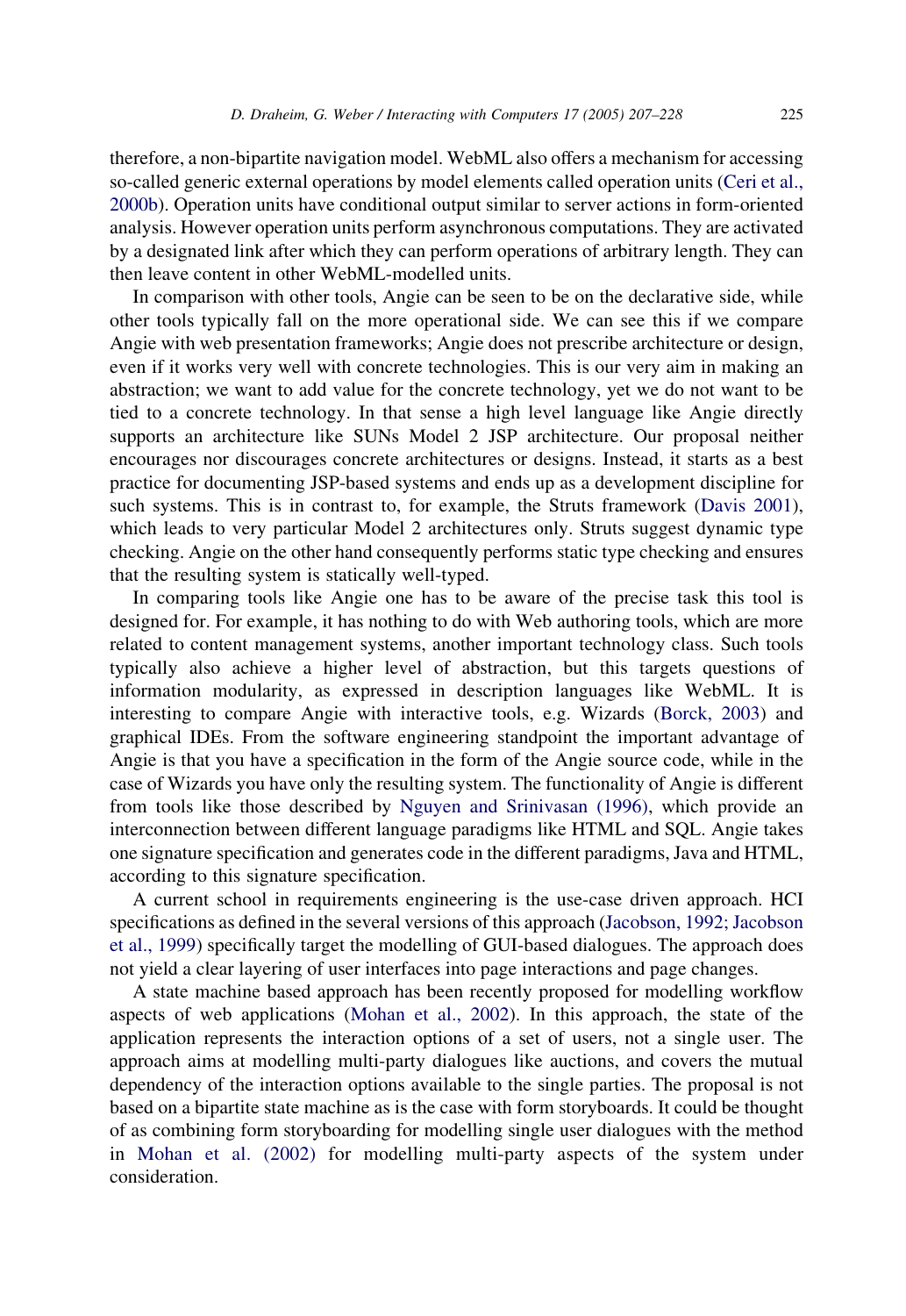therefore, a non-bipartite navigation model. WebML also offers a mechanism for accessing so-called generic external operations by model elements called operation units (Ceri et al., 2000b). Operation units have conditional output similar to server actions in form-oriented analysis. However operation units perform asynchronous computations. They are activated by a designated link after which they can perform operations of arbitrary length. They can then leave content in other WebML-modelled units.

In comparison with other tools, Angie can be seen to be on the declarative side, while other tools typically fall on the more operational side. We can see this if we compare Angie with web presentation frameworks; Angie does not prescribe architecture or design, even if it works very well with concrete technologies. This is our very aim in making an abstraction; we want to add value for the concrete technology, yet we do not want to be tied to a concrete technology. In that sense a high level language like Angie directly supports an architecture like SUNs Model 2 JSP architecture. Our proposal neither encourages nor discourages concrete architectures or designs. Instead, it starts as a best practice for documenting JSP-based systems and ends up as a development discipline for such systems. This is in contrast to, for example, the Struts framework (Davis 2001), which leads to very particular Model 2 architectures only. Struts suggest dynamic type checking. Angie on the other hand consequently performs static type checking and ensures that the resulting system is statically well-typed.

In comparing tools like Angie one has to be aware of the precise task this tool is designed for. For example, it has nothing to do with Web authoring tools, which are more related to content management systems, another important technology class. Such tools typically also achieve a higher level of abstraction, but this targets questions of information modularity, as expressed in description languages like WebML. It is interesting to compare Angie with interactive tools, e.g. Wizards (Borck, 2003) and graphical IDEs. From the software engineering standpoint the important advantage of Angie is that you have a specification in the form of the Angie source code, while in the case of Wizards you have only the resulting system. The functionality of Angie is different from tools like those described by Nguyen and Srinivasan (1996), which provide an interconnection between different language paradigms like HTML and SQL. Angie takes one signature specification and generates code in the different paradigms, Java and HTML, according to this signature specification.

A current school in requirements engineering is the use-case driven approach. HCI specifications as defined in the several versions of this approach (Jacobson, 1992; Jacobson et al., 1999) specifically target the modelling of GUI-based dialogues. The approach does not yield a clear layering of user interfaces into page interactions and page changes.

A state machine based approach has been recently proposed for modelling workflow aspects of web applications (Mohan et al., 2002). In this approach, the state of the application represents the interaction options of a set of users, not a single user. The approach aims at modelling multi-party dialogues like auctions, and covers the mutual dependency of the interaction options available to the single parties. The proposal is not based on a bipartite state machine as is the case with form storyboards. It could be thought of as combining form storyboarding for modelling single user dialogues with the method in Mohan et al. (2002) for modelling multi-party aspects of the system under consideration.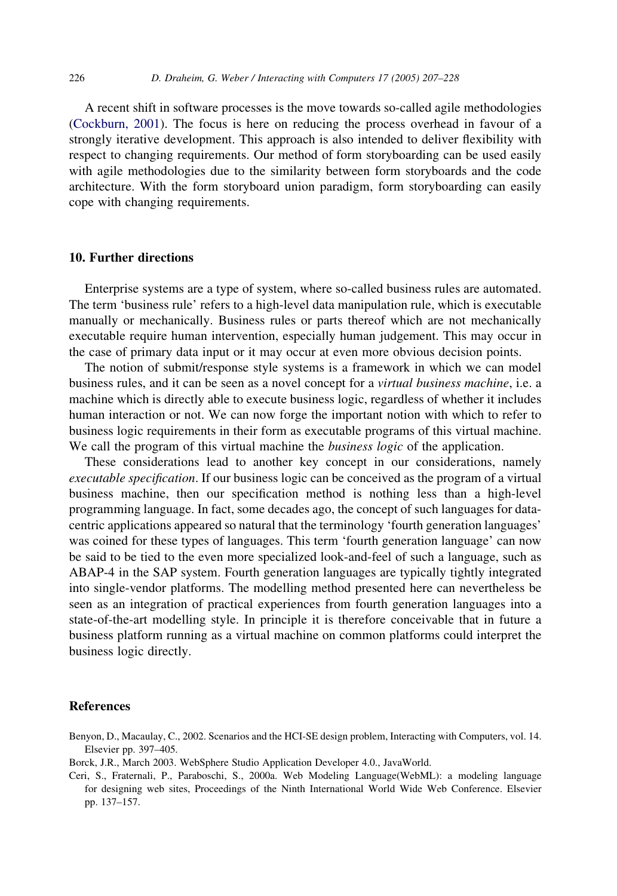A recent shift in software processes is the move towards so-called agile methodologies (Cockburn, 2001). The focus is here on reducing the process overhead in favour of a strongly iterative development. This approach is also intended to deliver flexibility with respect to changing requirements. Our method of form storyboarding can be used easily with agile methodologies due to the similarity between form storyboards and the code architecture. With the form storyboard union paradigm, form storyboarding can easily cope with changing requirements.

## 10. Further directions

Enterprise systems are a type of system, where so-called business rules are automated. The term 'business rule' refers to a high-level data manipulation rule, which is executable manually or mechanically. Business rules or parts thereof which are not mechanically executable require human intervention, especially human judgement. This may occur in the case of primary data input or it may occur at even more obvious decision points.

The notion of submit/response style systems is a framework in which we can model business rules, and it can be seen as a novel concept for a *virtual business machine*, i.e. a machine which is directly able to execute business logic, regardless of whether it includes human interaction or not. We can now forge the important notion with which to refer to business logic requirements in their form as executable programs of this virtual machine. We call the program of this virtual machine the *business logic* of the application.

These considerations lead to another key concept in our considerations, namely *executable specification*. If our business logic can be conceived as the program of a virtual business machine, then our specification method is nothing less than a high-level programming language. In fact, some decades ago, the concept of such languages for data-centric applications appeared so natural that the terminology 'fourth generation languages' was coined for these types of languages. This term 'fourth generation language' can now be said to be tied to the even more specialized look-and-feel of such a language, such as ABAP-4 in the SAP system. Fourth generation languages are typically tightly integrated into single-vendor platforms. The modelling method presented here can nevertheless be seen as an integration of practical experiences from fourth generation languages into a state-of-the-art modelling style. In principle it is therefore conceivable that in future a business platform running as a virtual machine on common platforms could interpret the business logic directly.

## References

Benyon, D., Macaulay, C., 2002. Scenarios and the HCI-SE design problem, Interacting with Computers, vol. 14. Elsevier pp. 397–405.

Borck, J.R., March 2003. WebSphere Studio Application Developer 4.0., JavaWorld.

Ceri, S., Fraternali, P., Paraboschi, S., 2000a. Web Modeling Language(WebML): a modeling language for designing web sites, Proceedings of the Ninth International World Wide Web Conference. Elsevier pp. 137–157.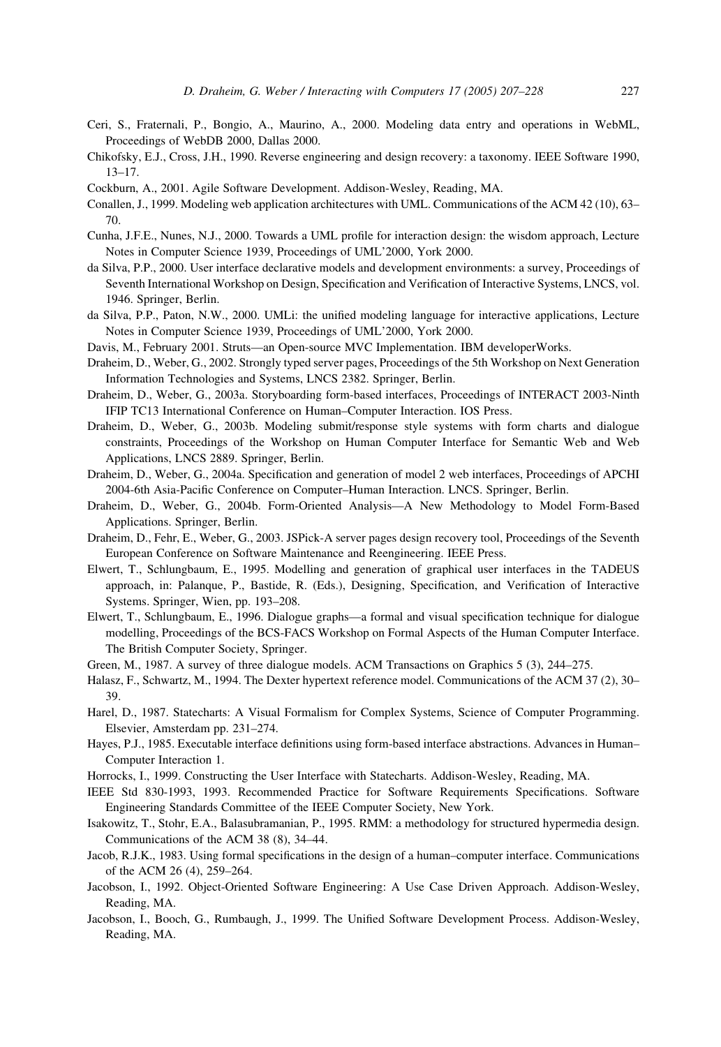Ceri, S., Fraternali, P., Bongio, A., Maurino, A., 2000. Modeling data entry and operations in WebML, Proceedings of WebDB 2000, Dallas 2000.

Chikofsky, E.J., Cross, J.H., 1990. Reverse engineering and design recovery: a taxonomy. IEEE Software 1990, 13–17.

Cockburn, A., 2001. Agile Software Development. Addison-Wesley, Reading, MA.

Conallen, J., 1999. Modeling web application architectures with UML. Communications of the ACM 42 (10), 63–70.

Cunha, J.F.E., Nunes, N.J., 2000. Towards a UML profile for interaction design: the wisdom approach, Lecture Notes in Computer Science 1939, Proceedings of UML'2000, York 2000.

da Silva, P.P., 2000. User interface declarative models and development environments: a survey, Proceedings of Seventh International Workshop on Design, Specification and Verification of Interactive Systems, LNCS, vol. 1946. Springer, Berlin.

da Silva, P.P., Paton, N.W., 2000. UMLi: the unified modeling language for interactive applications, Lecture Notes in Computer Science 1939, Proceedings of UML'2000, York 2000.

Davis, M., February 2001. Struts—an Open-source MVC Implementation. IBM developerWorks.

Draheim, D., Weber, G., 2002. Strongly typed server pages, Proceedings of the 5th Workshop on Next Generation Information Technologies and Systems, LNCS 2382. Springer, Berlin.

Draheim, D., Weber, G., 2003a. Storyboarding form-based interfaces, Proceedings of INTERACT 2003-Ninth IFIP TC13 International Conference on Human–Computer Interaction. IOS Press.

Draheim, D., Weber, G., 2003b. Modeling submit/response style systems with form charts and dialogue constraints, Proceedings of the Workshop on Human Computer Interface for Semantic Web and Web Applications, LNCS 2889. Springer, Berlin.

Draheim, D., Weber, G., 2004a. Specification and generation of model 2 web interfaces, Proceedings of APCHI 2004-6th Asia-Pacific Conference on Computer–Human Interaction. LNCS. Springer, Berlin.

Draheim, D., Weber, G., 2004b. Form-Oriented Analysis—A New Methodology to Model Form-Based Applications. Springer, Berlin.

Draheim, D., Fehr, E., Weber, G., 2003. JSPick-A server pages design recovery tool, Proceedings of the Seventh European Conference on Software Maintenance and Reengineering. IEEE Press.

Elwert, T., Schlungbaum, E., 1995. Modelling and generation of graphical user interfaces in the TADEUS approach, in: Palanque, P., Bastide, R. (Eds.), Designing, Specification, and Verification of Interactive Systems. Springer, Wien, pp. 193–208.

Elwert, T., Schlungbaum, E., 1996. Dialogue graphs—a formal and visual specification technique for dialogue modelling, Proceedings of the BCS-FACS Workshop on Formal Aspects of the Human Computer Interface. The British Computer Society, Springer.

Green, M., 1987. A survey of three dialogue models. ACM Transactions on Graphics 5 (3), 244–275.

Halasz, F., Schwartz, M., 1994. The Dexter hypertext reference model. Communications of the ACM 37 (2), 30–39.

Harel, D., 1987. Statecharts: A Visual Formalism for Complex Systems, Science of Computer Programming. Elsevier, Amsterdam pp. 231–274.

Hayes, P.J., 1985. Executable interface definitions using form-based interface abstractions. Advances in Human–Computer Interaction 1.

Horrocks, I., 1999. Constructing the User Interface with Statecharts. Addison-Wesley, Reading, MA.

IEEE Std 830-1993, 1993. Recommended Practice for Software Requirements Specifications. Software Engineering Standards Committee of the IEEE Computer Society, New York.

Isakowitz, T., Stohr, E.A., Balasubramanian, P., 1995. RMM: a methodology for structured hypermedia design. Communications of the ACM 38 (8), 34–44.

Jacob, R.J.K., 1983. Using formal specifications in the design of a human–computer interface. Communications of the ACM 26 (4), 259–264.

Jacobson, I., 1992. Object-Oriented Software Engineering: A Use Case Driven Approach. Addison-Wesley, Reading, MA.

Jacobson, I., Booch, G., Rumbaugh, J., 1999. The Unified Software Development Process. Addison-Wesley, Reading, MA.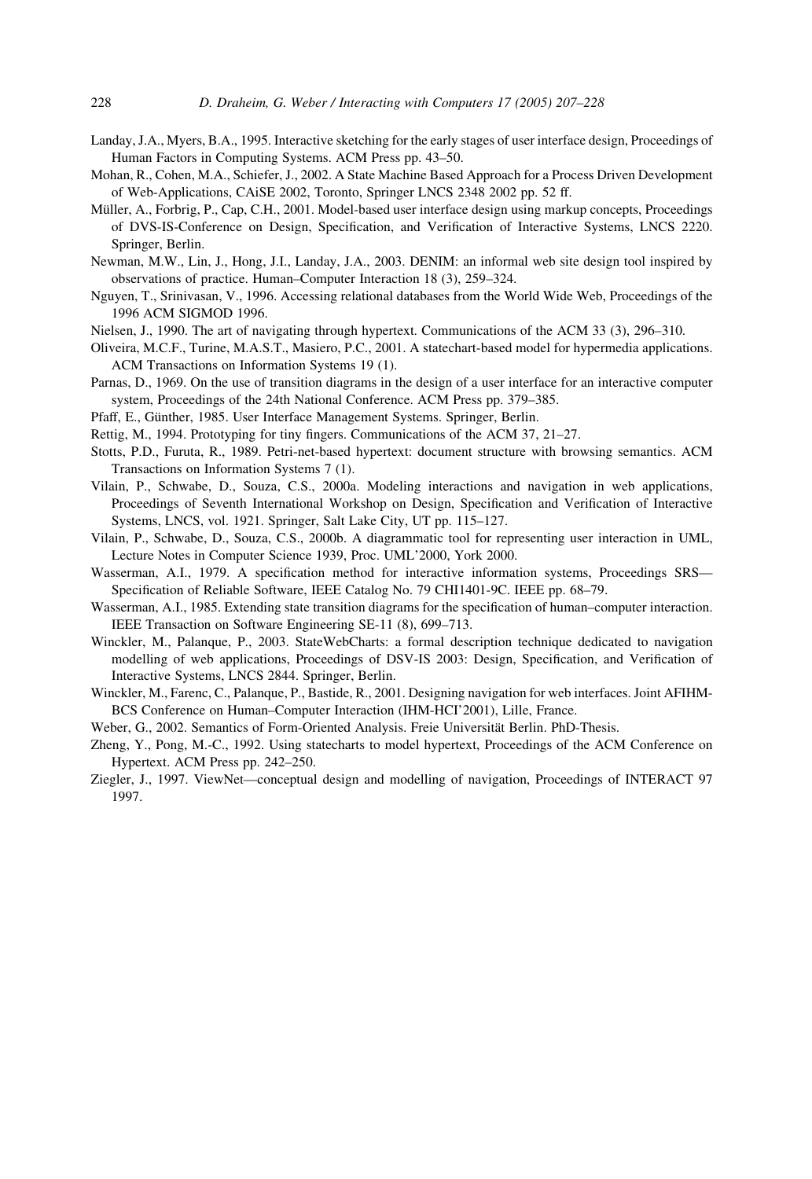Landay, J.A., Myers, B.A., 1995. Interactive sketching for the early stages of user interface design, Proceedings of Human Factors in Computing Systems. ACM Press pp. 43–50.

Mohan, R., Cohen, M.A., Schiefer, J., 2002. A State Machine Based Approach for a Process Driven Development of Web-Applications, CAiSE 2002, Toronto, Springer LNCS 2348 2002 pp. 52 ff.

Müller, A., Forbrig, P., Cap, C.H., 2001. Model-based user interface design using markup concepts, Proceedings of DVS-IS-Conference on Design, Specification, and Verification of Interactive Systems, LNCS 2220. Springer, Berlin.

Newman, M.W., Lin, J., Hong, J.I., Landay, J.A., 2003. DENIM: an informal web site design tool inspired by observations of practice. Human–Computer Interaction 18 (3), 259–324.

Nguyen, T., Srinivasan, V., 1996. Accessing relational databases from the World Wide Web, Proceedings of the 1996 ACM SIGMOD 1996.

Nielsen, J., 1990. The art of navigating through hypertext. Communications of the ACM 33 (3), 296–310.

Oliveira, M.C.F., Turine, M.A.S.T., Masiero, P.C., 2001. A statechart-based model for hypermedia applications. ACM Transactions on Information Systems 19 (1).

Parnas, D., 1969. On the use of transition diagrams in the design of a user interface for an interactive computer system, Proceedings of the 24th National Conference. ACM Press pp. 379–385.

Pfaff, E., Günther, 1985. User Interface Management Systems. Springer, Berlin.

Rettig, M., 1994. Prototyping for tiny fingers. Communications of the ACM 37, 21–27.

Stotts, P.D., Furuta, R., 1989. Petri-net-based hypertext: document structure with browsing semantics. ACM Transactions on Information Systems 7 (1).

Vilain, P., Schwabe, D., Souza, C.S., 2000a. Modeling interactions and navigation in web applications, Proceedings of Seventh International Workshop on Design, Specification and Verification of Interactive Systems, LNCS, vol. 1921. Springer, Salt Lake City, UT pp. 115–127.

Vilain, P., Schwabe, D., Souza, C.S., 2000b. A diagrammatic tool for representing user interaction in UML, Lecture Notes in Computer Science 1939, Proc. UML'2000, York 2000.

Wasserman, A.I., 1979. A specification method for interactive information systems, Proceedings SRS—Specification of Reliable Software, IEEE Catalog No. 79 CHI1401-9C. IEEE pp. 68–79.

Wasserman, A.I., 1985. Extending state transition diagrams for the specification of human–computer interaction. IEEE Transaction on Software Engineering SE-11 (8), 699–713.

Winckler, M., Palanque, P., 2003. StateWebCharts: a formal description technique dedicated to navigation modelling of web applications, Proceedings of DSV-IS 2003: Design, Specification, and Verification of Interactive Systems, LNCS 2844. Springer, Berlin.

Winckler, M., Farenc, C., Palanque, P., Bastide, R., 2001. Designing navigation for web interfaces. Joint AFIHM-BCS Conference on Human–Computer Interaction (IHM-HCI'2001), Lille, France.

Weber, G., 2002. Semantics of Form-Oriented Analysis. Freie Universität Berlin. PhD-Thesis.

Zheng, Y., Pong, M.-C., 1992. Using statecharts to model hypertext, Proceedings of the ACM Conference on Hypertext. ACM Press pp. 242–250.

Ziegler, J., 1997. ViewNet—conceptual design and modelling of navigation, Proceedings of INTERACT 97 1997.